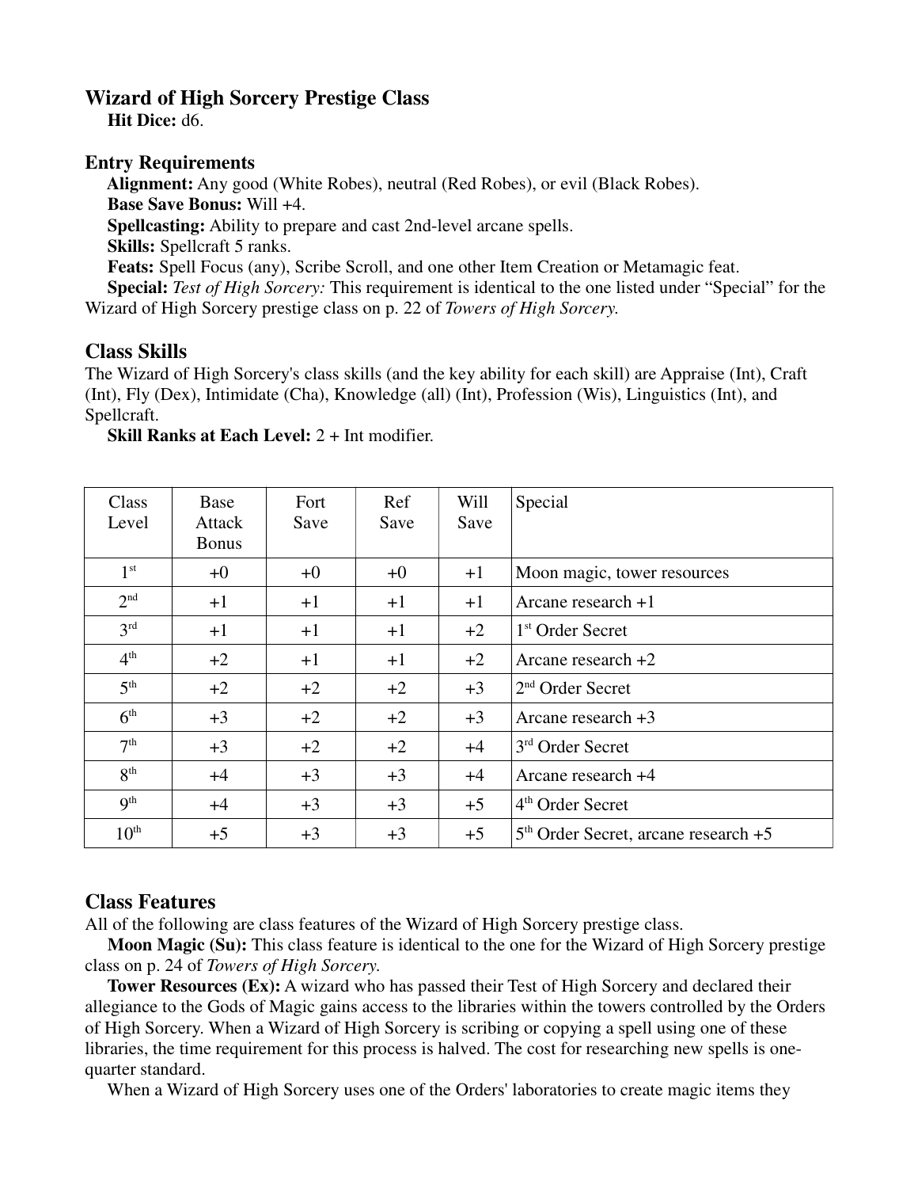# Wizard of High Sorcery Prestige Class

**Hit Dice:** d6.

## Entry Requirements

**Alignment:** Any good (White Robes), neutral (Red Robes), or evil (Black Robes).

**Base Save Bonus:** Will +4.

**Spellcasting:** Ability to prepare and cast 2nd-level arcane spells.

**Skills:** Spellcraft 5 ranks.

**Feats:** Spell Focus (any), Scribe Scroll, and one other Item Creation or Metamagic feat.

**Special:** *Test of High Sorcery:* This requirement is identical to the one listed under "Special" for the Wizard of High Sorcery prestige class on p. 22 of *Towers of High Sorcery.*

## Class Skills

The Wizard of High Sorcery's class skills (and the key ability for each skill) are Appraise (Int), Craft (Int), Fly (Dex), Intimidate (Cha), Knowledge (all) (Int), Profession (Wis), Linguistics (Int), and Spellcraft.

**Skill Ranks at Each Level:** 2 + Int modifier.

| Class Level | Base Attack Bonus | Fort Save | Ref Save | Will Save | Special |
|---|---|---|---|---|---|
| 1st | +0 | +0 | +0 | +1 | Moon magic, tower resources |
| 2nd | +1 | +1 | +1 | +1 | Arcane research +1 |
| 3rd | +1 | +1 | +1 | +2 | 1st Order Secret |
| 4th | +2 | +1 | +1 | +2 | Arcane research +2 |
| 5th | +2 | +2 | +2 | +3 | 2nd Order Secret |
| 6th | +3 | +2 | +2 | +3 | Arcane research +3 |
| 7th | +3 | +2 | +2 | +4 | 3rd Order Secret |
| 8th | +4 | +3 | +3 | +4 | Arcane research +4 |
| 9th | +4 | +3 | +3 | +5 | 4th Order Secret |
| 10th | +5 | +3 | +3 | +5 | 5th Order Secret, arcane research +5 |

## Class Features

All of the following are class features of the Wizard of High Sorcery prestige class.

**Moon Magic (Su):** This class feature is identical to the one for the Wizard of High Sorcery prestige class on p. 24 of *Towers of High Sorcery.*

**Tower Resources (Ex):** A wizard who has passed their Test of High Sorcery and declared their allegiance to the Gods of Magic gains access to the libraries within the towers controlled by the Orders of High Sorcery. When a Wizard of High Sorcery is scribing or copying a spell using one of these libraries, the time requirement for this process is halved. The cost for researching new spells is one-quarter standard.

When a Wizard of High Sorcery uses one of the Orders' laboratories to create magic items they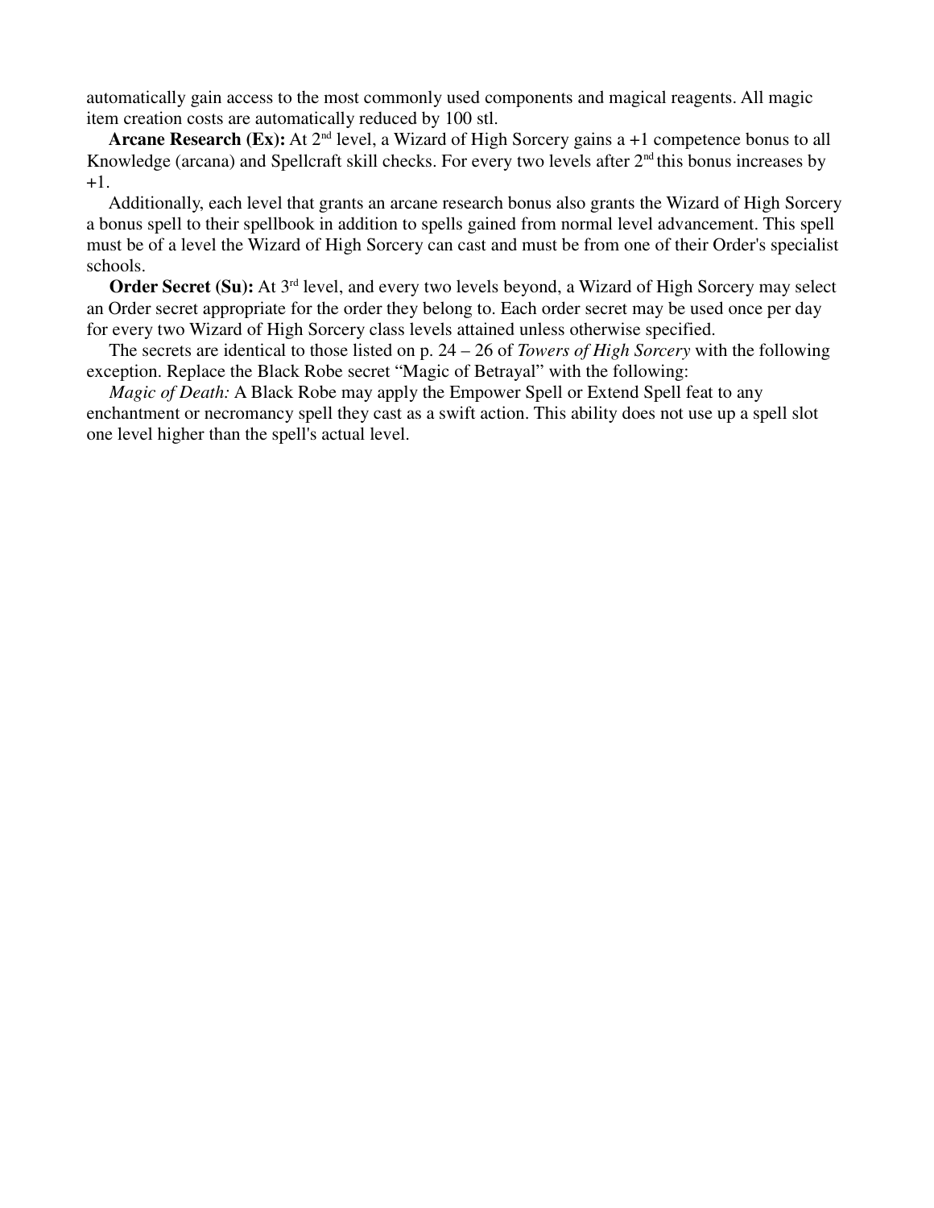automatically gain access to the most commonly used components and magical reagents. All magic item creation costs are automatically reduced by 100 stl.

**Arcane Research (Ex):** At 2nd level, a Wizard of High Sorcery gains a +1 competence bonus to all Knowledge (arcana) and Spellcraft skill checks. For every two levels after 2nd this bonus increases by +1.

Additionally, each level that grants an arcane research bonus also grants the Wizard of High Sorcery a bonus spell to their spellbook in addition to spells gained from normal level advancement. This spell must be of a level the Wizard of High Sorcery can cast and must be from one of their Order's specialist schools.

**Order Secret (Su):** At 3rd level, and every two levels beyond, a Wizard of High Sorcery may select an Order secret appropriate for the order they belong to. Each order secret may be used once per day for every two Wizard of High Sorcery class levels attained unless otherwise specified.

The secrets are identical to those listed on p. 24 – 26 of *Towers of High Sorcery* with the following exception. Replace the Black Robe secret "Magic of Betrayal" with the following:

*Magic of Death:* A Black Robe may apply the Empower Spell or Extend Spell feat to any enchantment or necromancy spell they cast as a swift action. This ability does not use up a spell slot one level higher than the spell's actual level.